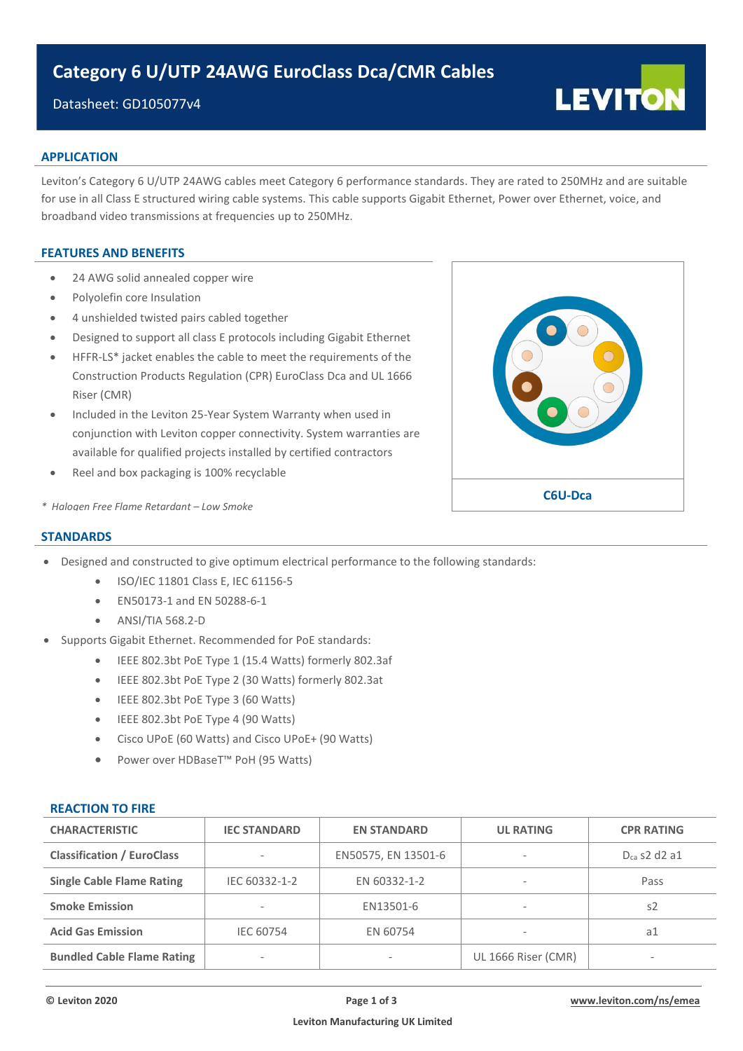# Category 6 U/UTP 24AWG EuroClass Dca/CMR Cables

Datasheet: GD105077v4

## APPLICATION

Leviton's Category 6 U/UTP 24AWG cables meet Category 6 performance standards. They are rated to 250MHz and are suitable for use in all Class E structured wiring cable systems. This cable supports Gigabit Ethernet, Power over Ethernet, voice, and broadband video transmissions at frequencies up to 250MHz.

## FEATURES AND BENEFITS

- 24 AWG solid annealed copper wire
- Polyolefin core Insulation
- 4 unshielded twisted pairs cabled together
- Designed to support all class E protocols including Gigabit Ethernet
- HFFR-LS* jacket enables the cable to meet the requirements of the Construction Products Regulation (CPR) EuroClass Dca and UL 1666 Riser (CMR)
- Included in the Leviton 25-Year System Warranty when used in conjunction with Leviton copper connectivity. System warranties are available for qualified projects installed by certified contractors
- Reel and box packaging is 100% recyclable

*\* Halogen Free Flame Retardant – Low Smoke*

C6U-Dca

## STANDARDS

- Designed and constructed to give optimum electrical performance to the following standards:
  - ISO/IEC 11801 Class E, IEC 61156-5
  - EN50173-1 and EN 50288-6-1
  - ANSI/TIA 568.2-D
- Supports Gigabit Ethernet. Recommended for PoE standards:
  - IEEE 802.3bt PoE Type 1 (15.4 Watts) formerly 802.3af
  - IEEE 802.3bt PoE Type 2 (30 Watts) formerly 802.3at
  - IEEE 802.3bt PoE Type 3 (60 Watts)
  - IEEE 802.3bt PoE Type 4 (90 Watts)
  - Cisco UPoE (60 Watts) and Cisco UPoE+ (90 Watts)
  - Power over HDBaseT™ PoH (95 Watts)

## REACTION TO FIRE

| CHARACTERISTIC | IEC STANDARD | EN STANDARD | UL RATING | CPR RATING |
|---|---|---|---|---|
| **Classification / EuroClass** | - | EN50575, EN 13501-6 | - | $D_{ca}$ s2 d2 a1 |
| **Single Cable Flame Rating** | IEC 60332-1-2 | EN 60332-1-2 | - | Pass |
| **Smoke Emission** | - | EN13501-6 | - | s2 |
| **Acid Gas Emission** | IEC 60754 | EN 60754 | - | a1 |
| **Bundled Cable Flame Rating** | - | - | UL 1666 Riser (CMR) | - |

© Leviton 2020 | www.leviton.com/ns/emea

Leviton Manufacturing UK Limited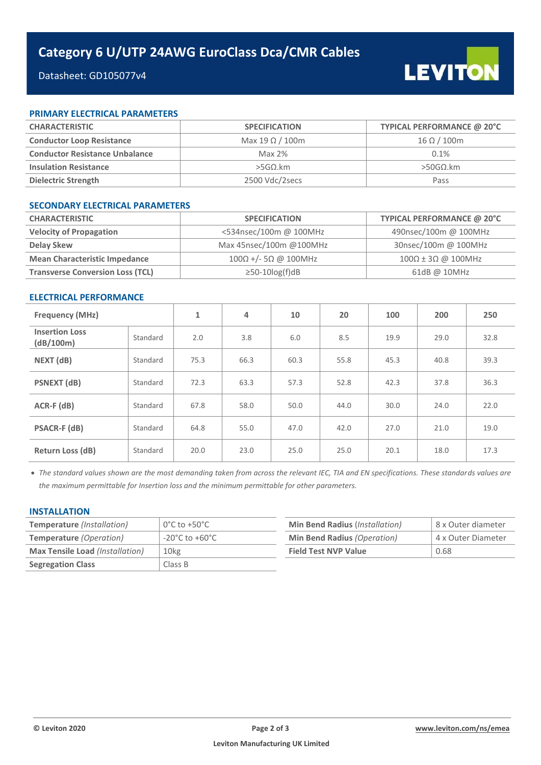# Category 6 U/UTP 24AWG EuroClass Dca/CMR Cables

Datasheet: GD105077v4

## PRIMARY ELECTRICAL PARAMETERS

| CHARACTERISTIC | SPECIFICATION | TYPICAL PERFORMANCE @ 20°C |
|---|---|---|
| **Conductor Loop Resistance** | Max 19 Ω / 100m | 16 Ω / 100m |
| **Conductor Resistance Unbalance** | Max 2% | 0.1% |
| **Insulation Resistance** | >5GΩ.km | >50GΩ.km |
| **Dielectric Strength** | 2500 Vdc/2secs | Pass |

## SECONDARY ELECTRICAL PARAMETERS

| CHARACTERISTIC | SPECIFICATION | TYPICAL PERFORMANCE @ 20°C |
|---|---|---|
| **Velocity of Propagation** | <534nsec/100m @ 100MHz | 490nsec/100m @ 100MHz |
| **Delay Skew** | Max 45nsec/100m @100MHz | 30nsec/100m @ 100MHz |
| **Mean Characteristic Impedance** | 100Ω +/- 5Ω @ 100MHz | 100Ω ± 3Ω @ 100MHz |
| **Transverse Conversion Loss (TCL)** | ≥50-10log(f)dB | 61dB @ 10MHz |

## ELECTRICAL PERFORMANCE

| Frequency (MHz) | | 1 | 4 | 10 | 20 | 100 | 200 | 250 |
|---|---|---|---|---|---|---|---|---|
| **Insertion Loss (dB/100m)** | Standard | 2.0 | 3.8 | 6.0 | 8.5 | 19.9 | 29.0 | 32.8 |
| **NEXT (dB)** | Standard | 75.3 | 66.3 | 60.3 | 55.8 | 45.3 | 40.8 | 39.3 |
| **PSNEXT (dB)** | Standard | 72.3 | 63.3 | 57.3 | 52.8 | 42.3 | 37.8 | 36.3 |
| **ACR-F (dB)** | Standard | 67.8 | 58.0 | 50.0 | 44.0 | 30.0 | 24.0 | 22.0 |
| **PSACR-F (dB)** | Standard | 64.8 | 55.0 | 47.0 | 42.0 | 27.0 | 21.0 | 19.0 |
| **Return Loss (dB)** | Standard | 20.0 | 23.0 | 25.0 | 25.0 | 20.1 | 18.0 | 17.3 |

- *The standard values shown are the most demanding taken from across the relevant IEC, TIA and EN specifications. These standards values are the maximum permittable for Insertion loss and the minimum permittable for other parameters.*

## INSTALLATION

| | |
|---|---|
| **Temperature** *(Installation)* | 0°C to +50°C |
| **Temperature** *(Operation)* | -20°C to +60°C |
| **Max Tensile Load** *(Installation)* | 10kg |
| **Segregation Class** | Class B |

| | |
|---|---|
| **Min Bend Radius** *(Installation)* | 8 x Outer diameter |
| **Min Bend Radius** *(Operation)* | 4 x Outer Diameter |
| **Field Test NVP Value** | 0.68 |

© Leviton 2020 | www.leviton.com/ns/emea

Leviton Manufacturing UK Limited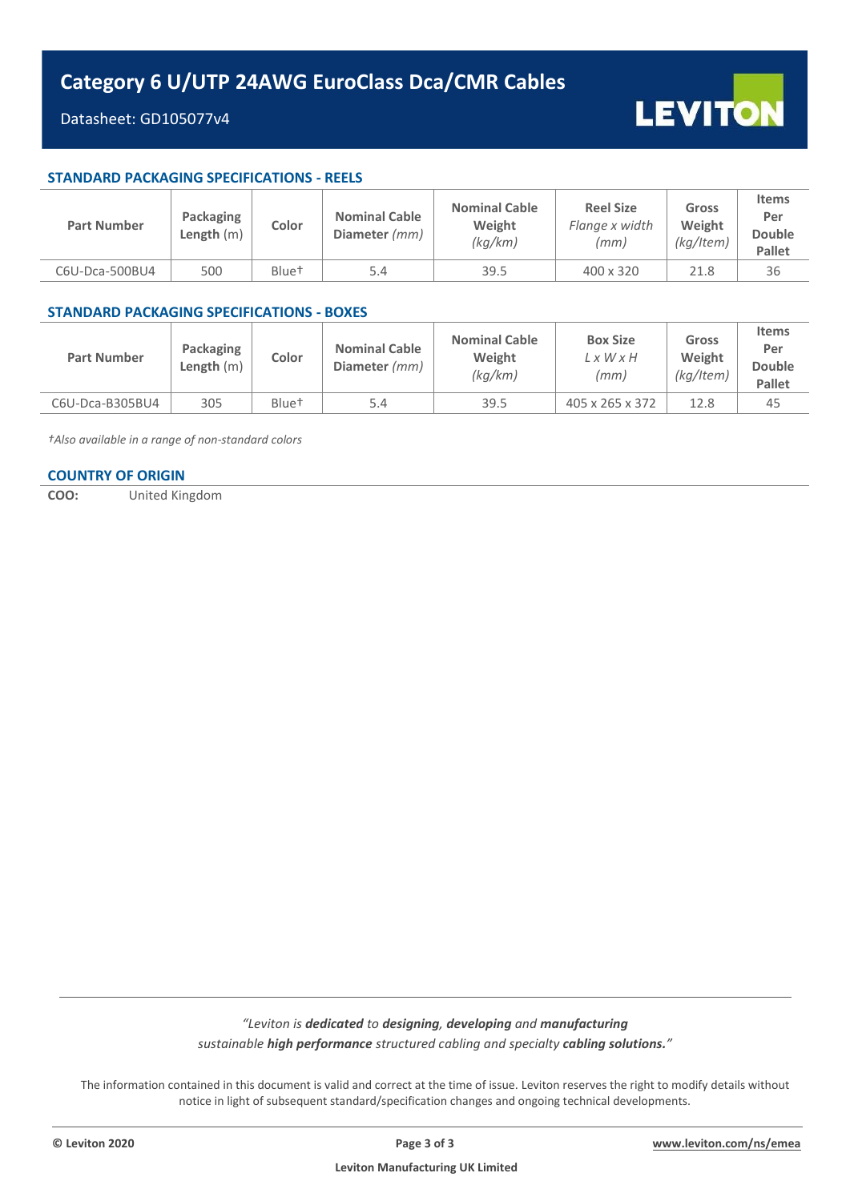## STANDARD PACKAGING SPECIFICATIONS - REELS

| Part Number | Packaging Length (m) | Color | Nominal Cable Diameter *(mm)* | Nominal Cable Weight *(kg/km)* | Reel Size *Flange x width (mm)* | Gross Weight *(kg/Item)* | Items Per Double Pallet |
|---|---|---|---|---|---|---|---|
| C6U-Dca-500BU4 | 500 | Blue† | 5.4 | 39.5 | 400 x 320 | 21.8 | 36 |

## STANDARD PACKAGING SPECIFICATIONS - BOXES

| Part Number | Packaging Length (m) | Color | Nominal Cable Diameter *(mm)* | Nominal Cable Weight *(kg/km)* | Box Size *L x W x H (mm)* | Gross Weight *(kg/Item)* | Items Per Double Pallet |
|---|---|---|---|---|---|---|---|
| C6U-Dca-B305BU4 | 305 | Blue† | 5.4 | 39.5 | 405 x 265 x 372 | 12.8 | 45 |

*†Also available in a range of non-standard colors*

## COUNTRY OF ORIGIN

**COO:** United Kingdom

*"Leviton is **dedicated** to **designing**, **developing** and **manufacturing** sustainable **high performance** structured cabling and specialty **cabling solutions.**"*

The information contained in this document is valid and correct at the time of issue. Leviton reserves the right to modify details without notice in light of subsequent standard/specification changes and ongoing technical developments.

**© Leviton 2020** | **www.leviton.com/ns/emea**

**Leviton Manufacturing UK Limited**